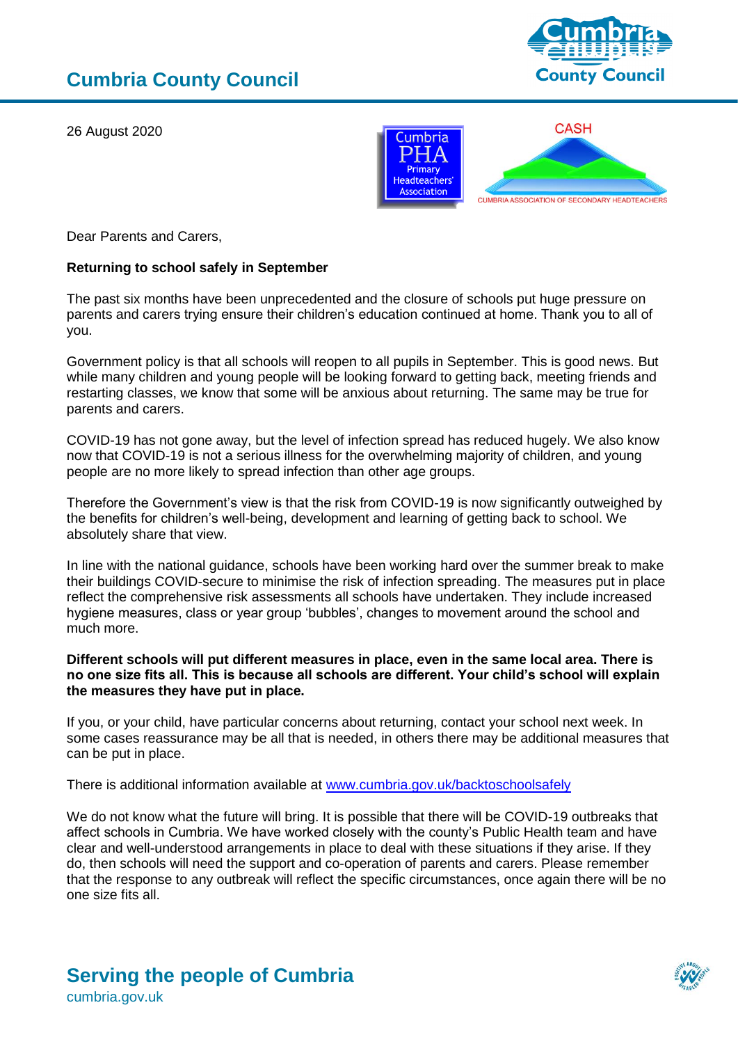# Cumbria County Council

26 August 2020

Cumbria PHA Primary Headteachers' Association

CASH
CUMBRIA ASSOCIATION OF SECONDARY HEADTEACHERS

Dear Parents and Carers,

**Returning to school safely in September**

The past six months have been unprecedented and the closure of schools put huge pressure on parents and carers trying ensure their children's education continued at home. Thank you to all of you.

Government policy is that all schools will reopen to all pupils in September. This is good news. But while many children and young people will be looking forward to getting back, meeting friends and restarting classes, we know that some will be anxious about returning. The same may be true for parents and carers.

COVID-19 has not gone away, but the level of infection spread has reduced hugely. We also know now that COVID-19 is not a serious illness for the overwhelming majority of children, and young people are no more likely to spread infection than other age groups.

Therefore the Government's view is that the risk from COVID-19 is now significantly outweighed by the benefits for children's well-being, development and learning of getting back to school. We absolutely share that view.

In line with the national guidance, schools have been working hard over the summer break to make their buildings COVID-secure to minimise the risk of infection spreading. The measures put in place reflect the comprehensive risk assessments all schools have undertaken. They include increased hygiene measures, class or year group 'bubbles', changes to movement around the school and much more.

**Different schools will put different measures in place, even in the same local area. There is no one size fits all. This is because all schools are different. Your child's school will explain the measures they have put in place.**

If you, or your child, have particular concerns about returning, contact your school next week. In some cases reassurance may be all that is needed, in others there may be additional measures that can be put in place.

There is additional information available at [www.cumbria.gov.uk/backtoschoolsafely](www.cumbria.gov.uk/backtoschoolsafely)

We do not know what the future will bring. It is possible that there will be COVID-19 outbreaks that affect schools in Cumbria. We have worked closely with the county's Public Health team and have clear and well-understood arrangements in place to deal with these situations if they arise. If they do, then schools will need the support and co-operation of parents and carers. Please remember that the response to any outbreak will reflect the specific circumstances, once again there will be no one size fits all.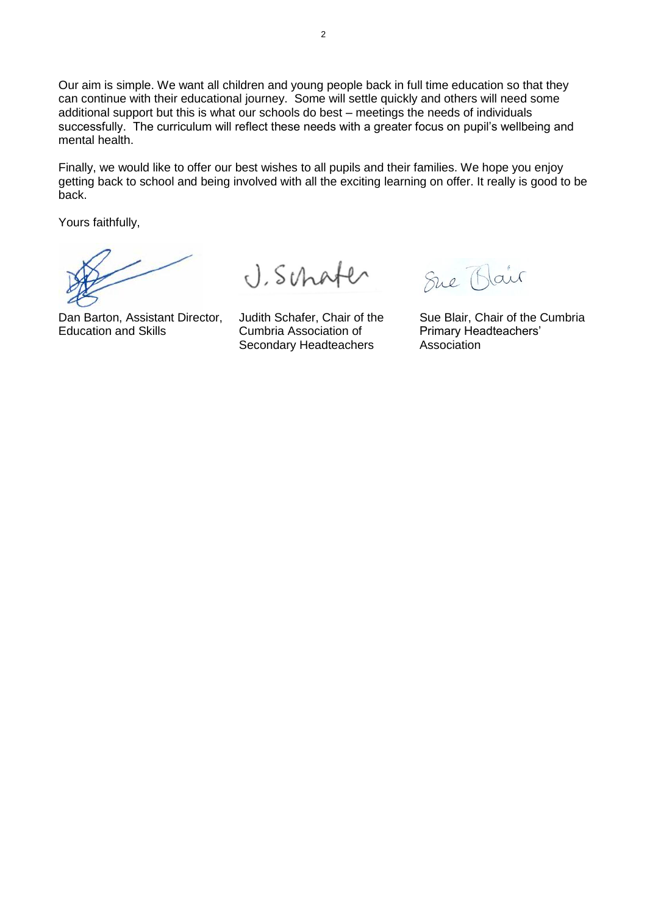Our aim is simple. We want all children and young people back in full time education so that they can continue with their educational journey.  Some will settle quickly and others will need some additional support but this is what our schools do best – meetings the needs of individuals successfully.  The curriculum will reflect these needs with a greater focus on pupil's wellbeing and mental health.

Finally, we would like to offer our best wishes to all pupils and their families. We hope you enjoy getting back to school and being involved with all the exciting learning on offer. It really is good to be back.

Yours faithfully,

Dan Barton, Assistant Director, Education and Skills

Judith Schafer, Chair of the Cumbria Association of Secondary Headteachers

Sue Blair, Chair of the Cumbria Primary Headteachers' Association